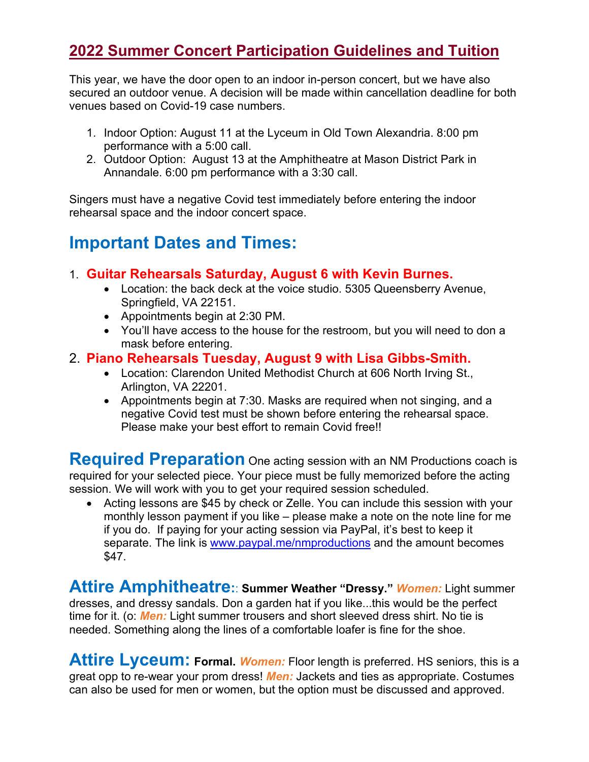# 2022 Summer Concert Participation Guidelines and Tuition

This year, we have the door open to an indoor in-person concert, but we have also secured an outdoor venue. A decision will be made within cancellation deadline for both venues based on Covid-19 case numbers.

1. Indoor Option: August 11 at the Lyceum in Old Town Alexandria. 8:00 pm performance with a 5:00 call.
2. Outdoor Option: August 13 at the Amphitheatre at Mason District Park in Annandale. 6:00 pm performance with a 3:30 call.

Singers must have a negative Covid test immediately before entering the indoor rehearsal space and the indoor concert space.

## Important Dates and Times:

1. **Guitar Rehearsals Saturday, August 6 with Kevin Burnes.**
   - Location: the back deck at the voice studio. 5305 Queensberry Avenue, Springfield, VA 22151.
   - Appointments begin at 2:30 PM.
   - You'll have access to the house for the restroom, but you will need to don a mask before entering.
2. **Piano Rehearsals Tuesday, August 9 with Lisa Gibbs-Smith.**
   - Location: Clarendon United Methodist Church at 606 North Irving St., Arlington, VA 22201.
   - Appointments begin at 7:30. Masks are required when not singing, and a negative Covid test must be shown before entering the rehearsal space. Please make your best effort to remain Covid free!!

## Required Preparation

One acting session with an NM Productions coach is required for your selected piece. Your piece must be fully memorized before the acting session. We will work with you to get your required session scheduled.

- Acting lessons are $45 by check or Zelle. You can include this session with your monthly lesson payment if you like – please make a note on the note line for me if you do. If paying for your acting session via PayPal, it's best to keep it separate. The link is www.paypal.me/nmproductions and the amount becomes $47.

## Attire Amphitheatre::

**Summer Weather "Dressy."** ***Women:*** Light summer dresses, and dressy sandals. Don a garden hat if you like...this would be the perfect time for it. (o: ***Men:*** Light summer trousers and short sleeved dress shirt. No tie is needed. Something along the lines of a comfortable loafer is fine for the shoe.

## Attire Lyceum:

**Formal.** ***Women:*** Floor length is preferred. HS seniors, this is a great opp to re-wear your prom dress! ***Men:*** Jackets and ties as appropriate. Costumes can also be used for men or women, but the option must be discussed and approved.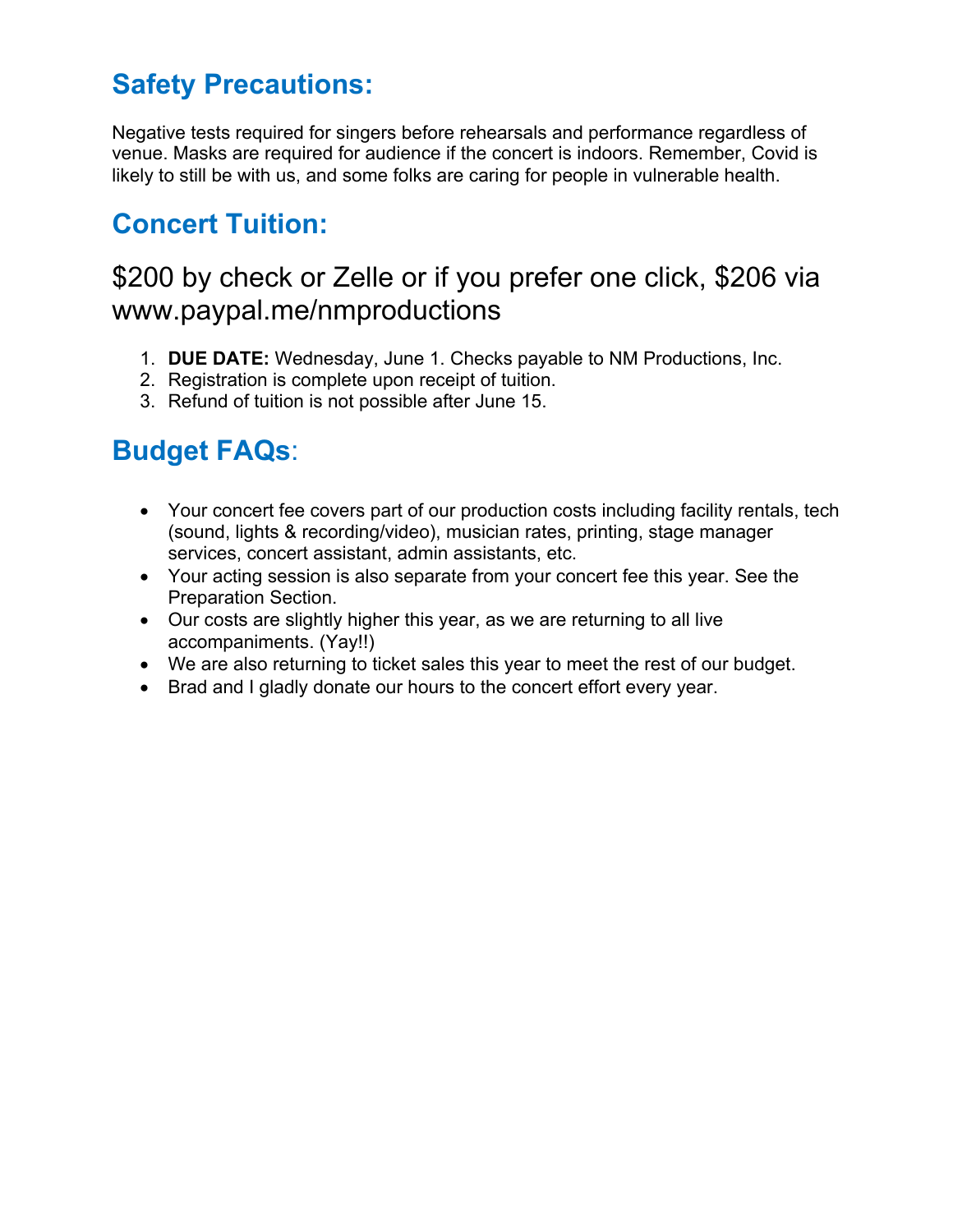## Safety Precautions:

Negative tests required for singers before rehearsals and performance regardless of venue. Masks are required for audience if the concert is indoors. Remember, Covid is likely to still be with us, and some folks are caring for people in vulnerable health.

## Concert Tuition:

$200 by check or Zelle or if you prefer one click, $206 via www.paypal.me/nmproductions

1. **DUE DATE:** Wednesday, June 1. Checks payable to NM Productions, Inc.
2. Registration is complete upon receipt of tuition.
3. Refund of tuition is not possible after June 15.

## Budget FAQs:

- Your concert fee covers part of our production costs including facility rentals, tech (sound, lights & recording/video), musician rates, printing, stage manager services, concert assistant, admin assistants, etc.
- Your acting session is also separate from your concert fee this year. See the Preparation Section.
- Our costs are slightly higher this year, as we are returning to all live accompaniments. (Yay!!)
- We are also returning to ticket sales this year to meet the rest of our budget.
- Brad and I gladly donate our hours to the concert effort every year.